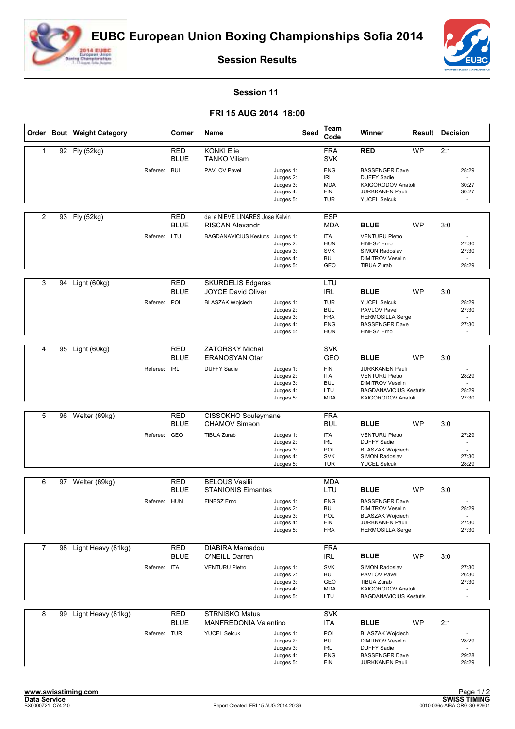# EUBC European Union Boxing Championships Sofia 2014

## Session Results

### Session 11

### FRI 15 AUG 2014 18:00

| Order | Bout | Weight Category | Corner | Name | Seed | Team Code | Winner | Result | Decision |
|---|---|---|---|---|---|---|---|---|---|
| 1 | 92 | Fly (52kg) | RED | KONKI Elie | | FRA | RED | WP | 2:1 |
| | | | BLUE | TANKO Viliam | | SVK | | | |
| | | | Referee: BUL | PAVLOV Pavel | Judges 1: | ENG | BASSENGER Dave | | 28:29 |
| | | | | | Judges 2: | IRL | DUFFY Sadie | | - |
| | | | | | Judges 3: | MDA | KAIGORODOV Anatoli | | 30:27 |
| | | | | | Judges 4: | FIN | JURKKANEN Pauli | | 30:27 |
| | | | | | Judges 5: | TUR | YUCEL Selcuk | | - |
| 2 | 93 | Fly (52kg) | RED | de la NIEVE LINARES Jose Kelvin | | ESP | | | |
| | | | BLUE | RISCAN Alexandr | | MDA | BLUE | WP | 3:0 |
| | | | Referee: LTU | BAGDANAVICIUS Kestutis | Judges 1: | ITA | VENTURU Pietro | | - |
| | | | | | Judges 2: | HUN | FINESZ Erno | | 27:30 |
| | | | | | Judges 3: | SVK | SIMON Radoslav | | 27:30 |
| | | | | | Judges 4: | BUL | DIMITROV Veselin | | - |
| | | | | | Judges 5: | GEO | TIBUA Zurab | | 28:29 |
| 3 | 94 | Light (60kg) | RED | SKURDELIS Edgaras | | LTU | | | |
| | | | BLUE | JOYCE David Oliver | | IRL | BLUE | WP | 3:0 |
| | | | Referee: POL | BLASZAK Wojciech | Judges 1: | TUR | YUCEL Selcuk | | 28:29 |
| | | | | | Judges 2: | BUL | PAVLOV Pavel | | 27:30 |
| | | | | | Judges 3: | FRA | HERMOSILLA Serge | | - |
| | | | | | Judges 4: | ENG | BASSENGER Dave | | 27:30 |
| | | | | | Judges 5: | HUN | FINESZ Erno | | - |
| 4 | 95 | Light (60kg) | RED | ZATORSKY Michal | | SVK | | | |
| | | | BLUE | ERANOSYAN Otar | | GEO | BLUE | WP | 3:0 |
| | | | Referee: IRL | DUFFY Sadie | Judges 1: | FIN | JURKKANEN Pauli | | - |
| | | | | | Judges 2: | ITA | VENTURU Pietro | | 28:29 |
| | | | | | Judges 3: | BUL | DIMITROV Veselin | | - |
| | | | | | Judges 4: | LTU | BAGDANAVICIUS Kestutis | | 28:29 |
| | | | | | Judges 5: | MDA | KAIGORODOV Anatoli | | 27:30 |
| 5 | 96 | Welter (69kg) | RED | CISSOKHO Souleymane | | FRA | | | |
| | | | BLUE | CHAMOV Simeon | | BUL | BLUE | WP | 3:0 |
| | | | Referee: GEO | TIBUA Zurab | Judges 1: | ITA | VENTURU Pietro | | 27:29 |
| | | | | | Judges 2: | IRL | DUFFY Sadie | | - |
| | | | | | Judges 3: | POL | BLASZAK Wojciech | | - |
| | | | | | Judges 4: | SVK | SIMON Radoslav | | 27:30 |
| | | | | | Judges 5: | TUR | YUCEL Selcuk | | 28:29 |
| 6 | 97 | Welter (69kg) | RED | BELOUS Vasilii | | MDA | | | |
| | | | BLUE | STANIONIS Eimantas | | LTU | BLUE | WP | 3:0 |
| | | | Referee: HUN | FINESZ Erno | Judges 1: | ENG | BASSENGER Dave | | - |
| | | | | | Judges 2: | BUL | DIMITROV Veselin | | 28:29 |
| | | | | | Judges 3: | POL | BLASZAK Wojciech | | - |
| | | | | | Judges 4: | FIN | JURKKANEN Pauli | | 27:30 |
| | | | | | Judges 5: | FRA | HERMOSILLA Serge | | 27:30 |
| 7 | 98 | Light Heavy (81kg) | RED | DIABIRA Mamadou | | FRA | | | |
| | | | BLUE | O'NEILL Darren | | IRL | BLUE | WP | 3:0 |
| | | | Referee: ITA | VENTURU Pietro | Judges 1: | SVK | SIMON Radoslav | | 27:30 |
| | | | | | Judges 2: | BUL | PAVLOV Pavel | | 26:30 |
| | | | | | Judges 3: | GEO | TIBUA Zurab | | 27:30 |
| | | | | | Judges 4: | MDA | KAIGORODOV Anatoli | | - |
| | | | | | Judges 5: | LTU | BAGDANAVICIUS Kestutis | | - |
| 8 | 99 | Light Heavy (81kg) | RED | STRNISKO Matus | | SVK | | | |
| | | | BLUE | MANFREDONIA Valentino | | ITA | BLUE | WP | 2:1 |
| | | | Referee: TUR | YUCEL Selcuk | Judges 1: | POL | BLASZAK Wojciech | | - |
| | | | | | Judges 2: | BUL | DIMITROV Veselin | | 28:29 |
| | | | | | Judges 3: | IRL | DUFFY Sadie | | - |
| | | | | | Judges 4: | ENG | BASSENGER Dave | | 29:28 |
| | | | | | Judges 5: | FIN | JURKKANEN Pauli | | 28:29 |

www.swisstiming.com
Data Service
BX0000Z21_C74 2.0
Report Created FRI 15 AUG 2014 20:36
SWISS TIMING
0010-036c-AIBA.ORG-30-82601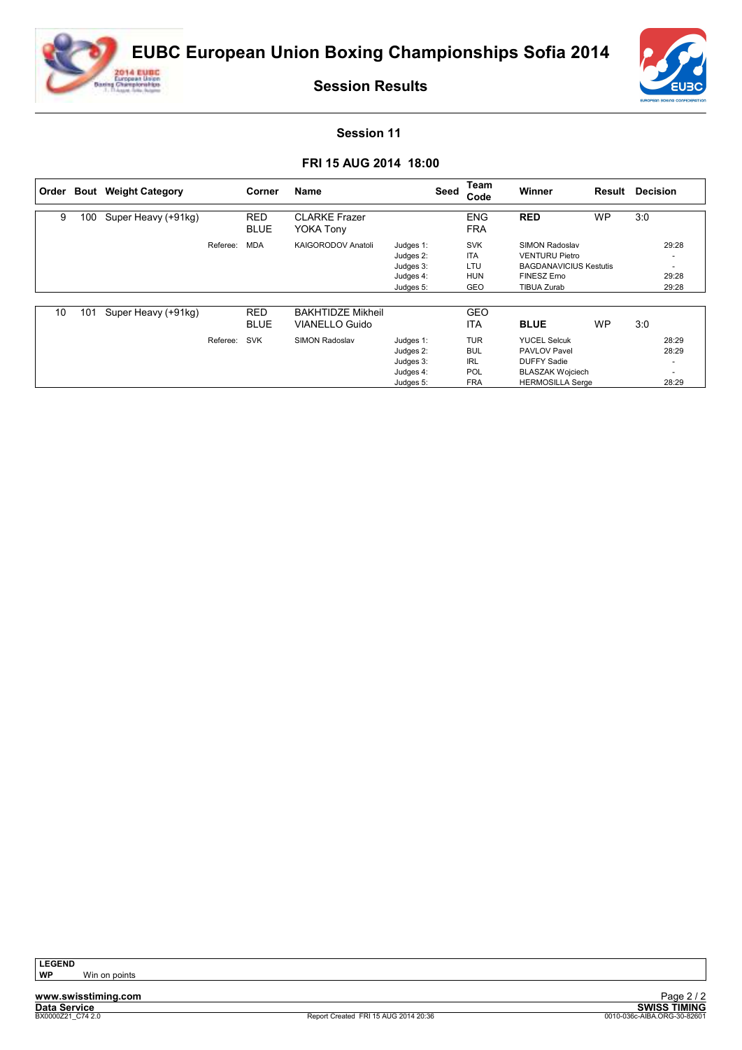# EUBC European Union Boxing Championships Sofia 2014

## Session Results

### Session 11

### FRI 15 AUG 2014 18:00

| Order | Bout | Weight Category | Corner | Name | Seed | Team Code | Winner | Result | Decision |
|---|---|---|---|---|---|---|---|---|---|
| 9 | 100 | Super Heavy (+91kg) | RED | CLARKE Frazer | | ENG | **RED** | WP | 3:0 |
| | | | BLUE | YOKA Tony | | FRA | | | |
| | | Referee: | MDA | KAIGORODOV Anatoli | Judges 1: | SVK | SIMON Radoslav | | 29:28 |
| | | | | | Judges 2: | ITA | VENTURU Pietro | | - |
| | | | | | Judges 3: | LTU | BAGDANAVICIUS Kestutis | | - |
| | | | | | Judges 4: | HUN | FINESZ Erno | | 29:28 |
| | | | | | Judges 5: | GEO | TIBUA Zurab | | 29:28 |
| 10 | 101 | Super Heavy (+91kg) | RED | BAKHTIDZE Mikheil | | GEO | | | |
| | | | BLUE | VIANELLO Guido | | ITA | **BLUE** | WP | 3:0 |
| | | Referee: | SVK | SIMON Radoslav | Judges 1: | TUR | YUCEL Selcuk | | 28:29 |
| | | | | | Judges 2: | BUL | PAVLOV Pavel | | 28:29 |
| | | | | | Judges 3: | IRL | DUFFY Sadie | | - |
| | | | | | Judges 4: | POL | BLASZAK Wojciech | | - |
| | | | | | Judges 5: | FRA | HERMOSILLA Serge | | 28:29 |

**LEGEND**

**WP** Win on points

www.swisstiming.com

Data Service

BX0000Z21_C74 2.0

Report Created FRI 15 AUG 2014 20:36

SWISS TIMING

0010-036c-AIBA.ORG-30-82601